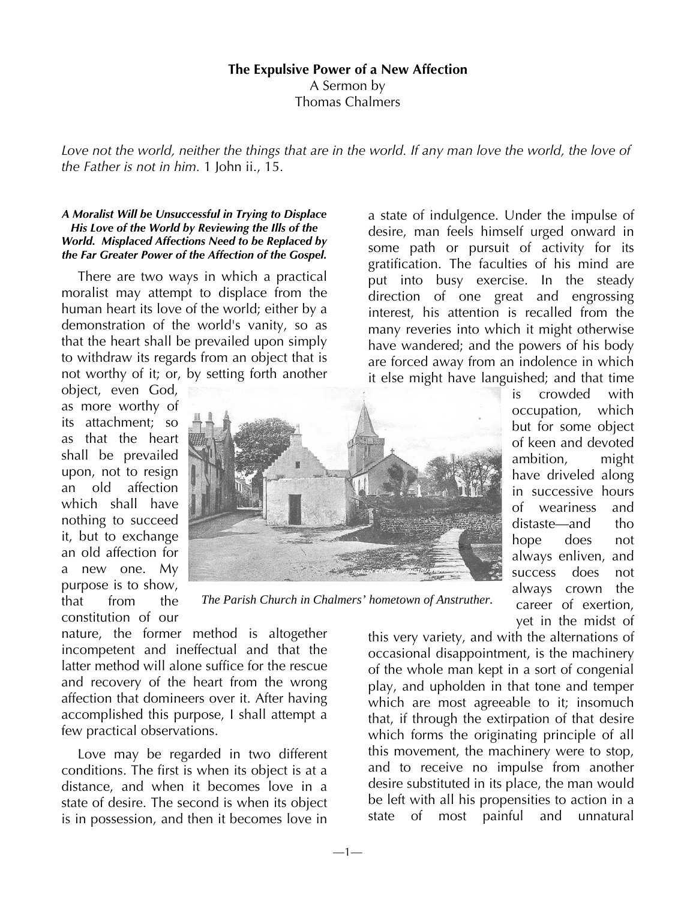# The Expulsive Power of a New Affection

A Sermon by
Thomas Chalmers

*Love not the world, neither the things that are in the world. If any man love the world, the love of the Father is not in him.* 1 John ii., 15.

***A Moralist Will be Unsuccessful in Trying to Displace His Love of the World by Reviewing the Ills of the World. Misplaced Affections Need to be Replaced by the Far Greater Power of the Affection of the Gospel.***

There are two ways in which a practical moralist may attempt to displace from the human heart its love of the world; either by a demonstration of the world's vanity, so as that the heart shall be prevailed upon simply to withdraw its regards from an object that is not worthy of it; or, by setting forth another object, even God, as more worthy of its attachment; so as that the heart shall be prevailed upon, not to resign an old affection which shall have nothing to succeed it, but to exchange an old affection for a new one. My purpose is to show, that from the constitution of our nature, the former method is altogether incompetent and ineffectual and that the latter method will alone suffice for the rescue and recovery of the heart from the wrong affection that domineers over it. After having accomplished this purpose, I shall attempt a few practical observations.

*The Parish Church in Chalmers' hometown of Anstruther.*

Love may be regarded in two different conditions. The first is when its object is at a distance, and when it becomes love in a state of desire. The second is when its object is in possession, and then it becomes love in a state of indulgence. Under the impulse of desire, man feels himself urged onward in some path or pursuit of activity for its gratification. The faculties of his mind are put into busy exercise. In the steady direction of one great and engrossing interest, his attention is recalled from the many reveries into which it might otherwise have wandered; and the powers of his body are forced away from an indolence in which it else might have languished; and that time is crowded with occupation, which but for some object of keen and devoted ambition, might have driveled along in successive hours of weariness and distaste—and tho hope does not always enliven, and success does not always crown the career of exertion, yet in the midst of this very variety, and with the alternations of occasional disappointment, is the machinery of the whole man kept in a sort of congenial play, and upholden in that tone and temper which are most agreeable to it; insomuch that, if through the extirpation of that desire which forms the originating principle of all this movement, the machinery were to stop, and to receive no impulse from another desire substituted in its place, the man would be left with all his propensities to action in a state of most painful and unnatural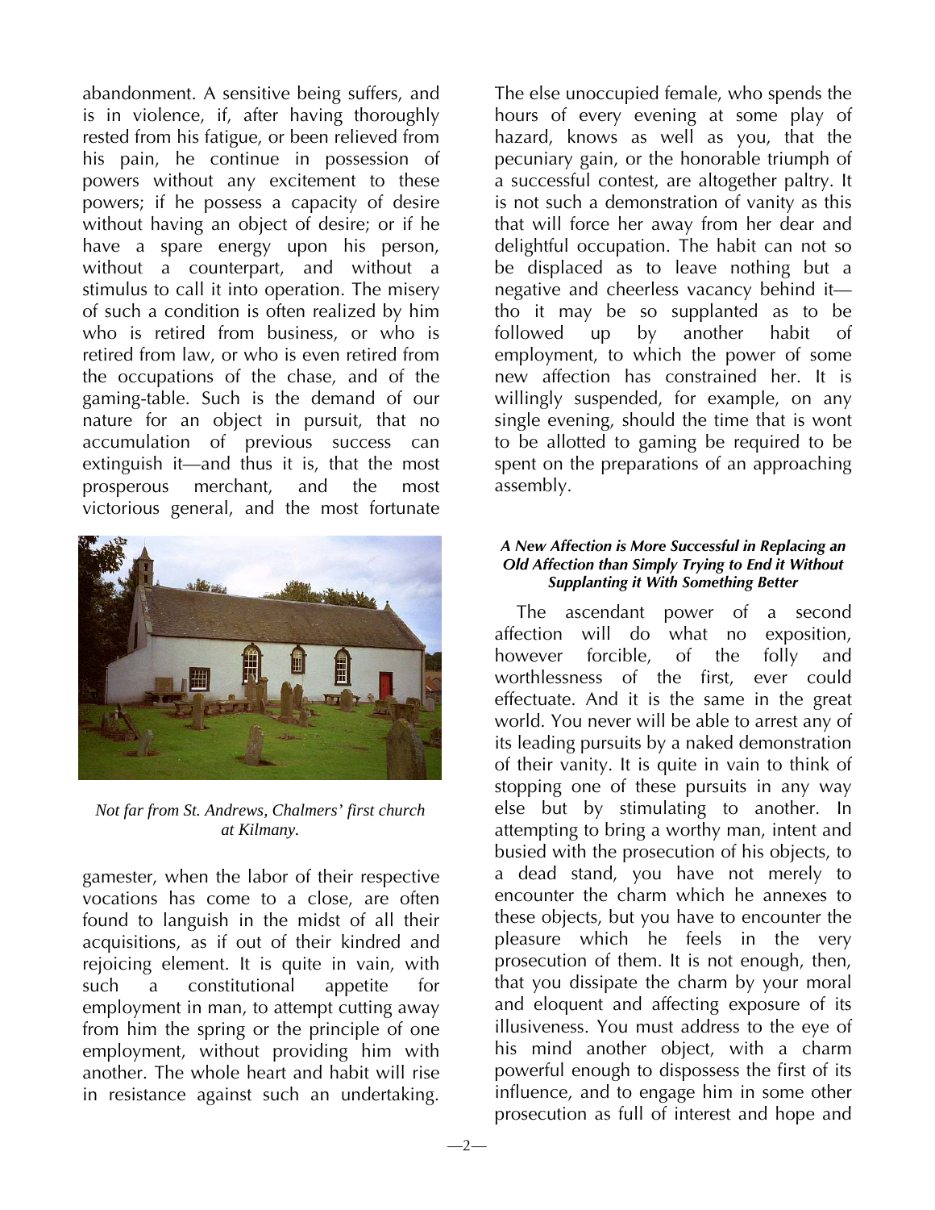abandonment. A sensitive being suffers, and is in violence, if, after having thoroughly rested from his fatigue, or been relieved from his pain, he continue in possession of powers without any excitement to these powers; if he possess a capacity of desire without having an object of desire; or if he have a spare energy upon his person, without a counterpart, and without a stimulus to call it into operation. The misery of such a condition is often realized by him who is retired from business, or who is retired from law, or who is even retired from the occupations of the chase, and of the gaming-table. Such is the demand of our nature for an object in pursuit, that no accumulation of previous success can extinguish it—and thus it is, that the most prosperous merchant, and the most victorious general, and the most fortunate gamester, when the labor of their respective vocations has come to a close, are often found to languish in the midst of all their acquisitions, as if out of their kindred and rejoicing element. It is quite in vain, with such a constitutional appetite for employment in man, to attempt cutting away from him the spring or the principle of one employment, without providing him with another. The whole heart and habit will rise in resistance against such an undertaking.

*Not far from St. Andrews, Chalmers' first church at Kilmany.*

The else unoccupied female, who spends the hours of every evening at some play of hazard, knows as well as you, that the pecuniary gain, or the honorable triumph of a successful contest, are altogether paltry. It is not such a demonstration of vanity as this that will force her away from her dear and delightful occupation. The habit can not so be displaced as to leave nothing but a negative and cheerless vacancy behind it—tho it may be so supplanted as to be followed up by another habit of employment, to which the power of some new affection has constrained her. It is willingly suspended, for example, on any single evening, should the time that is wont to be allotted to gaming be required to be spent on the preparations of an approaching assembly.

#### *A New Affection is More Successful in Replacing an Old Affection than Simply Trying to End it Without Supplanting it With Something Better*

The ascendant power of a second affection will do what no exposition, however forcible, of the folly and worthlessness of the first, ever could effectuate. And it is the same in the great world. You never will be able to arrest any of its leading pursuits by a naked demonstration of their vanity. It is quite in vain to think of stopping one of these pursuits in any way else but by stimulating to another. In attempting to bring a worthy man, intent and busied with the prosecution of his objects, to a dead stand, you have not merely to encounter the charm which he annexes to these objects, but you have to encounter the pleasure which he feels in the very prosecution of them. It is not enough, then, that you dissipate the charm by your moral and eloquent and affecting exposure of its illusiveness. You must address to the eye of his mind another object, with a charm powerful enough to dispossess the first of its influence, and to engage him in some other prosecution as full of interest and hope and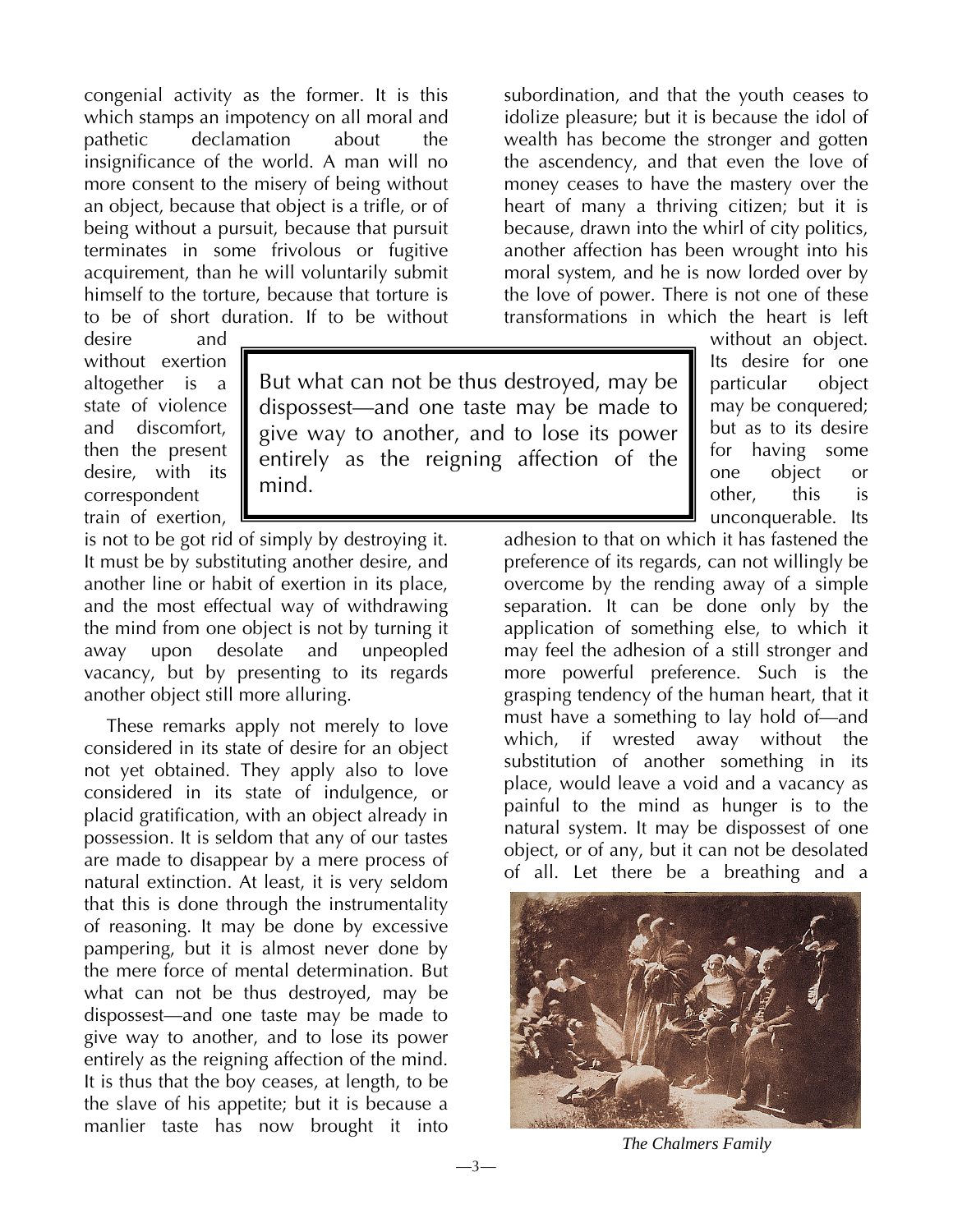congenial activity as the former. It is this which stamps an impotency on all moral and pathetic declamation about the insignificance of the world. A man will no more consent to the misery of being without an object, because that object is a trifle, or of being without a pursuit, because that pursuit terminates in some frivolous or fugitive acquirement, than he will voluntarily submit himself to the torture, because that torture is to be of short duration. If to be without desire and without exertion altogether is a state of violence and discomfort, then the present desire, with its correspondent train of exertion, is not to be got rid of simply by destroying it. It must be by substituting another desire, and another line or habit of exertion in its place, and the most effectual way of withdrawing the mind from one object is not by turning it away upon desolate and unpeopled vacancy, but by presenting to its regards another object still more alluring.

> But what can not be thus destroyed, may be dispossest—and one taste may be made to give way to another, and to lose its power entirely as the reigning affection of the mind.

These remarks apply not merely to love considered in its state of desire for an object not yet obtained. They apply also to love considered in its state of indulgence, or placid gratification, with an object already in possession. It is seldom that any of our tastes are made to disappear by a mere process of natural extinction. At least, it is very seldom that this is done through the instrumentality of reasoning. It may be done by excessive pampering, but it is almost never done by the mere force of mental determination. But what can not be thus destroyed, may be dispossest—and one taste may be made to give way to another, and to lose its power entirely as the reigning affection of the mind. It is thus that the boy ceases, at length, to be the slave of his appetite; but it is because a manlier taste has now brought it into subordination, and that the youth ceases to idolize pleasure; but it is because the idol of wealth has become the stronger and gotten the ascendency, and that even the love of money ceases to have the mastery over the heart of many a thriving citizen; but it is because, drawn into the whirl of city politics, another affection has been wrought into his moral system, and he is now lorded over by the love of power. There is not one of these transformations in which the heart is left without an object. Its desire for one particular object may be conquered; but as to its desire for having some one object or other, this is unconquerable. Its adhesion to that on which it has fastened the preference of its regards, can not willingly be overcome by the rending away of a simple separation. It can be done only by the application of something else, to which it may feel the adhesion of a still stronger and more powerful preference. Such is the grasping tendency of the human heart, that it must have a something to lay hold of—and which, if wrested away without the substitution of another something in its place, would leave a void and a vacancy as painful to the mind as hunger is to the natural system. It may be dispossest of one object, or of any, but it can not be desolated of all. Let there be a breathing and a

*The Chalmers Family*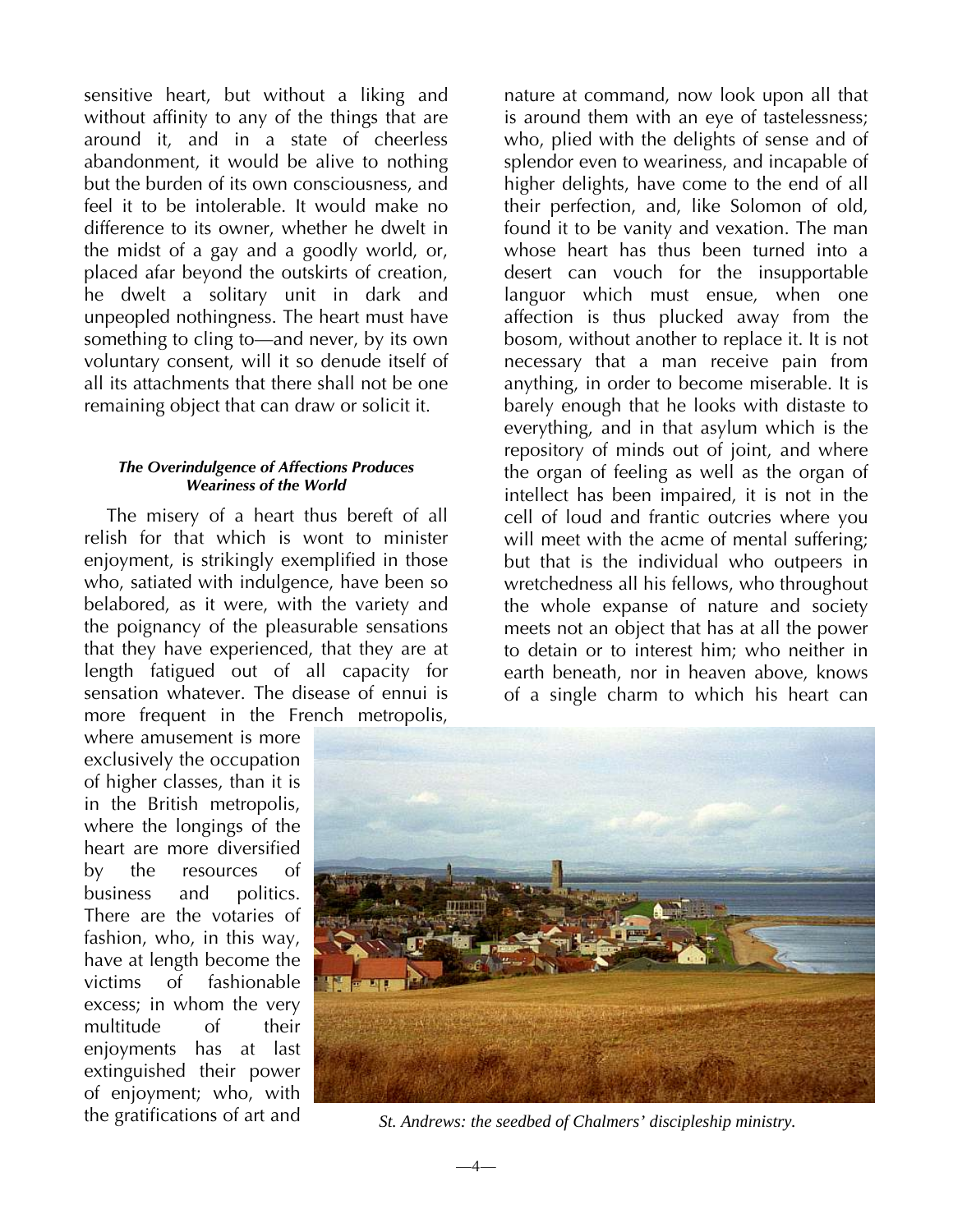sensitive heart, but without a liking and without affinity to any of the things that are around it, and in a state of cheerless abandonment, it would be alive to nothing but the burden of its own consciousness, and feel it to be intolerable. It would make no difference to its owner, whether he dwelt in the midst of a gay and a goodly world, or, placed afar beyond the outskirts of creation, he dwelt a solitary unit in dark and unpeopled nothingness. The heart must have something to cling to—and never, by its own voluntary consent, will it so denude itself of all its attachments that there shall not be one remaining object that can draw or solicit it.

#### *The Overindulgence of Affections Produces Weariness of the World*

The misery of a heart thus bereft of all relish for that which is wont to minister enjoyment, is strikingly exemplified in those who, satiated with indulgence, have been so belabored, as it were, with the variety and the poignancy of the pleasurable sensations that they have experienced, that they are at length fatigued out of all capacity for sensation whatever. The disease of ennui is more frequent in the French metropolis, where amusement is more exclusively the occupation of higher classes, than it is in the British metropolis, where the longings of the heart are more diversified by the resources of business and politics. There are the votaries of fashion, who, in this way, have at length become the victims of fashionable excess; in whom the very multitude of their enjoyments has at last extinguished their power of enjoyment; who, with the gratifications of art and nature at command, now look upon all that is around them with an eye of tastelessness; who, plied with the delights of sense and of splendor even to weariness, and incapable of higher delights, have come to the end of all their perfection, and, like Solomon of old, found it to be vanity and vexation. The man whose heart has thus been turned into a desert can vouch for the insupportable languor which must ensue, when one affection is thus plucked away from the bosom, without another to replace it. It is not necessary that a man receive pain from anything, in order to become miserable. It is barely enough that he looks with distaste to everything, and in that asylum which is the repository of minds out of joint, and where the organ of feeling as well as the organ of intellect has been impaired, it is not in the cell of loud and frantic outcries where you will meet with the acme of mental suffering; but that is the individual who outpeers in wretchedness all his fellows, who throughout the whole expanse of nature and society meets not an object that has at all the power to detain or to interest him; who neither in earth beneath, nor in heaven above, knows of a single charm to which his heart can

*St. Andrews: the seedbed of Chalmers' discipleship ministry.*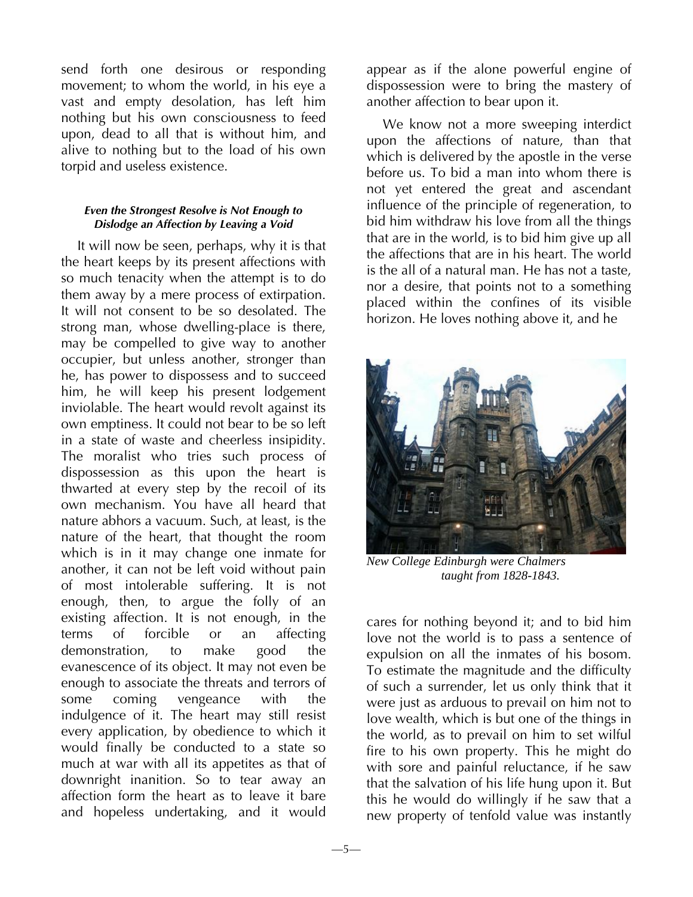send forth one desirous or responding movement; to whom the world, in his eye a vast and empty desolation, has left him nothing but his own consciousness to feed upon, dead to all that is without him, and alive to nothing but to the load of his own torpid and useless existence.

#### *Even the Strongest Resolve is Not Enough to Dislodge an Affection by Leaving a Void*

It will now be seen, perhaps, why it is that the heart keeps by its present affections with so much tenacity when the attempt is to do them away by a mere process of extirpation. It will not consent to be so desolated. The strong man, whose dwelling-place is there, may be compelled to give way to another occupier, but unless another, stronger than he, has power to dispossess and to succeed him, he will keep his present lodgement inviolable. The heart would revolt against its own emptiness. It could not bear to be so left in a state of waste and cheerless insipidity. The moralist who tries such process of dispossession as this upon the heart is thwarted at every step by the recoil of its own mechanism. You have all heard that nature abhors a vacuum. Such, at least, is the nature of the heart, that thought the room which is in it may change one inmate for another, it can not be left void without pain of most intolerable suffering. It is not enough, then, to argue the folly of an existing affection. It is not enough, in the terms of forcible or an affecting demonstration, to make good the evanescence of its object. It may not even be enough to associate the threats and terrors of some coming vengeance with the indulgence of it. The heart may still resist every application, by obedience to which it would finally be conducted to a state so much at war with all its appetites as that of downright inanition. So to tear away an affection form the heart as to leave it bare and hopeless undertaking, and it would appear as if the alone powerful engine of dispossession were to bring the mastery of another affection to bear upon it.

We know not a more sweeping interdict upon the affections of nature, than that which is delivered by the apostle in the verse before us. To bid a man into whom there is not yet entered the great and ascendant influence of the principle of regeneration, to bid him withdraw his love from all the things that are in the world, is to bid him give up all the affections that are in his heart. The world is the all of a natural man. He has not a taste, nor a desire, that points not to a something placed within the confines of its visible horizon. He loves nothing above it, and he cares for nothing beyond it; and to bid him love not the world is to pass a sentence of expulsion on all the inmates of his bosom. To estimate the magnitude and the difficulty of such a surrender, let us only think that it were just as arduous to prevail on him not to love wealth, which is but one of the things in the world, as to prevail on him to set wilful fire to his own property. This he might do with sore and painful reluctance, if he saw that the salvation of his life hung upon it. But this he would do willingly if he saw that a new property of tenfold value was instantly

*New College Edinburgh were Chalmers taught from 1828-1843.*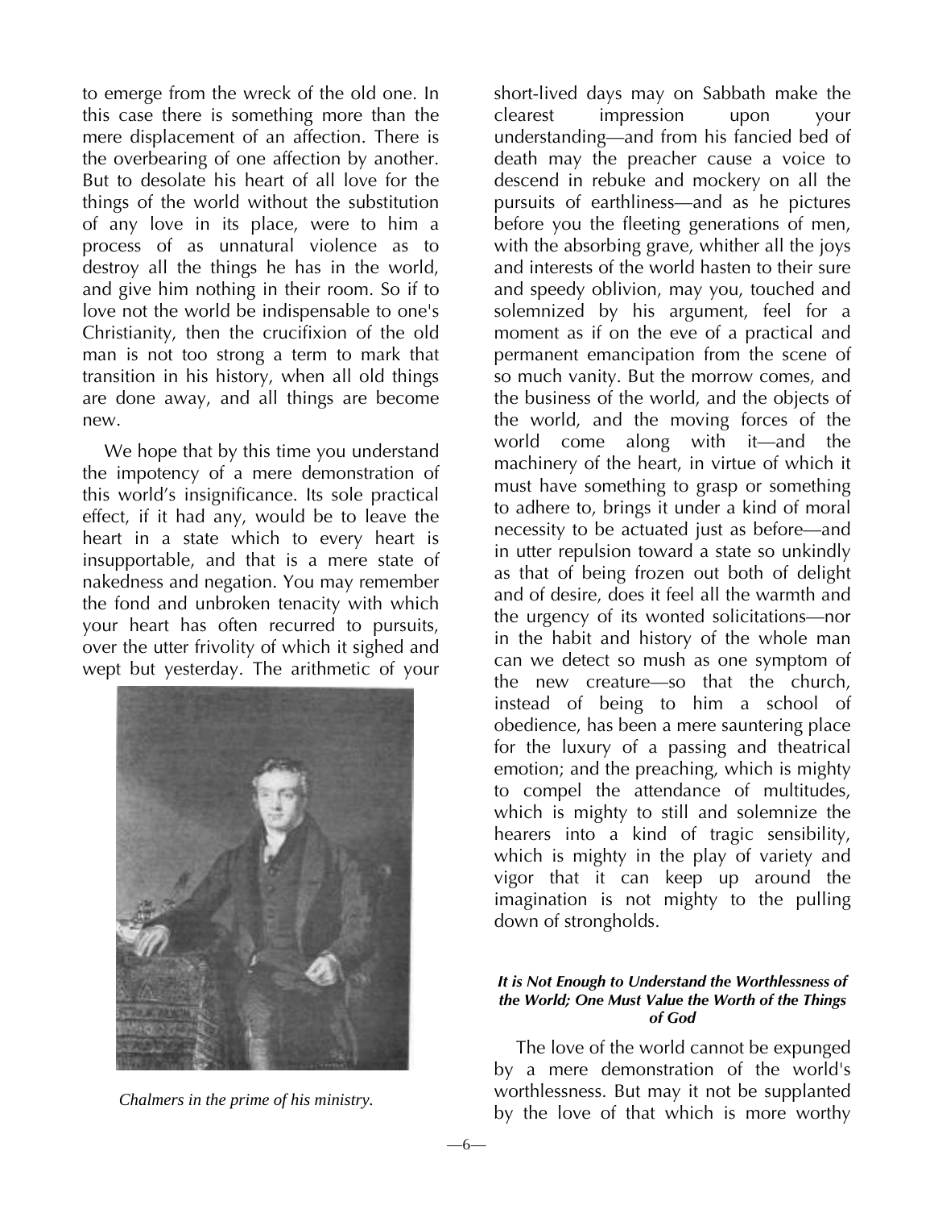to emerge from the wreck of the old one. In this case there is something more than the mere displacement of an affection. There is the overbearing of one affection by another. But to desolate his heart of all love for the things of the world without the substitution of any love in its place, were to him a process of as unnatural violence as to destroy all the things he has in the world, and give him nothing in their room. So if to love not the world be indispensable to one's Christianity, then the crucifixion of the old man is not too strong a term to mark that transition in his history, when all old things are done away, and all things are become new.

We hope that by this time you understand the impotency of a mere demonstration of this world's insignificance. Its sole practical effect, if it had any, would be to leave the heart in a state which to every heart is insupportable, and that is a mere state of nakedness and negation. You may remember the fond and unbroken tenacity with which your heart has often recurred to pursuits, over the utter frivolity of which it sighed and wept but yesterday. The arithmetic of your short-lived days may on Sabbath make the clearest impression upon your understanding—and from his fancied bed of death may the preacher cause a voice to descend in rebuke and mockery on all the pursuits of earthliness—and as he pictures before you the fleeting generations of men, with the absorbing grave, whither all the joys and interests of the world hasten to their sure and speedy oblivion, may you, touched and solemnized by his argument, feel for a moment as if on the eve of a practical and permanent emancipation from the scene of so much vanity. But the morrow comes, and the business of the world, and the objects of the world, and the moving forces of the world come along with it—and the machinery of the heart, in virtue of which it must have something to grasp or something to adhere to, brings it under a kind of moral necessity to be actuated just as before—and in utter repulsion toward a state so unkindly as that of being frozen out both of delight and of desire, does it feel all the warmth and the urgency of its wonted solicitations—nor in the habit and history of the whole man can we detect so mush as one symptom of the new creature—so that the church, instead of being to him a school of obedience, has been a mere sauntering place for the luxury of a passing and theatrical emotion; and the preaching, which is mighty to compel the attendance of multitudes, which is mighty to still and solemnize the hearers into a kind of tragic sensibility, which is mighty in the play of variety and vigor that it can keep up around the imagination is not mighty to the pulling down of strongholds.

*Chalmers in the prime of his ministry.*

### *It is Not Enough to Understand the Worthlessness of the World; One Must Value the Worth of the Things of God*

The love of the world cannot be expunged by a mere demonstration of the world's worthlessness. But may it not be supplanted by the love of that which is more worthy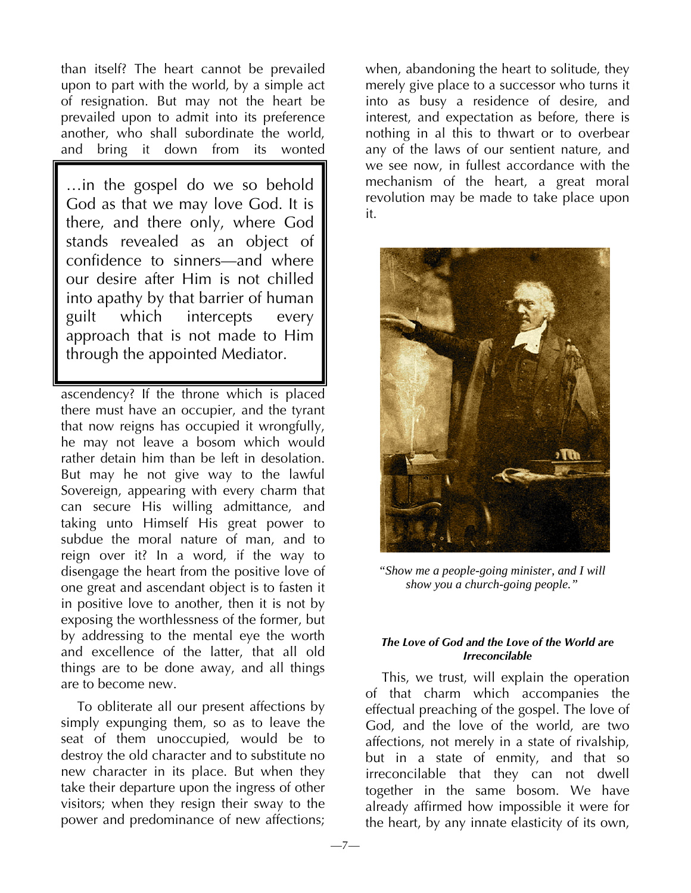than itself? The heart cannot be prevailed upon to part with the world, by a simple act of resignation. But may not the heart be prevailed upon to admit into its preference another, who shall subordinate the world, and bring it down from its wonted ascendency? If the throne which is placed there must have an occupier, and the tyrant that now reigns has occupied it wrongfully, he may not leave a bosom which would rather detain him than be left in desolation. But may he not give way to the lawful Sovereign, appearing with every charm that can secure His willing admittance, and taking unto Himself His great power to subdue the moral nature of man, and to reign over it? In a word, if the way to disengage the heart from the positive love of one great and ascendant object is to fasten it in positive love to another, then it is not by exposing the worthlessness of the former, but by addressing to the mental eye the worth and excellence of the latter, that all old things are to be done away, and all things are to become new.

> …in the gospel do we so behold God as that we may love God. It is there, and there only, where God stands revealed as an object of confidence to sinners—and where our desire after Him is not chilled into apathy by that barrier of human guilt which intercepts every approach that is not made to Him through the appointed Mediator.

To obliterate all our present affections by simply expunging them, so as to leave the seat of them unoccupied, would be to destroy the old character and to substitute no new character in its place. But when they take their departure upon the ingress of other visitors; when they resign their sway to the power and predominance of new affections; when, abandoning the heart to solitude, they merely give place to a successor who turns it into as busy a residence of desire, and interest, and expectation as before, there is nothing in al this to thwart or to overbear any of the laws of our sentient nature, and we see now, in fullest accordance with the mechanism of the heart, a great moral revolution may be made to take place upon it.

*"Show me a people-going minister, and I will show you a church-going people."*

#### *The Love of God and the Love of the World are Irreconcilable*

This, we trust, will explain the operation of that charm which accompanies the effectual preaching of the gospel. The love of God, and the love of the world, are two affections, not merely in a state of rivalship, but in a state of enmity, and that so irreconcilable that they can not dwell together in the same bosom. We have already affirmed how impossible it were for the heart, by any innate elasticity of its own,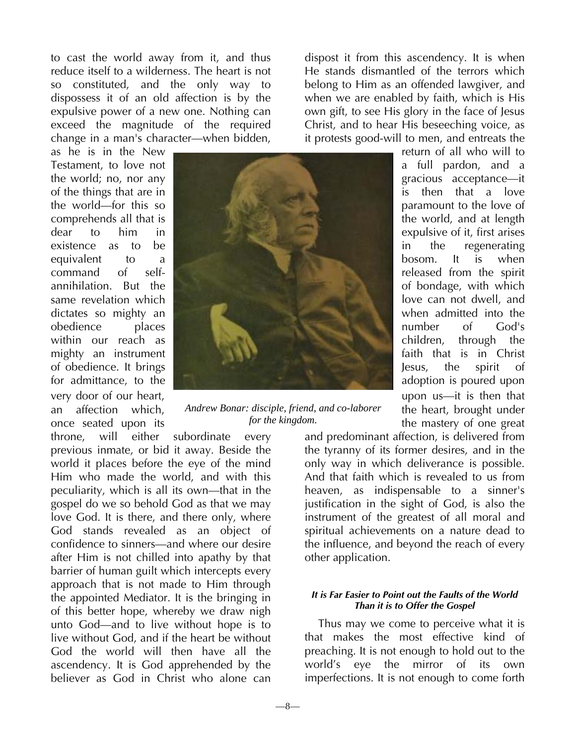to cast the world away from it, and thus reduce itself to a wilderness. The heart is not so constituted, and the only way to dispossess it of an old affection is by the expulsive power of a new one. Nothing can exceed the magnitude of the required change in a man's character—when bidden, as he is in the New Testament, to love not the world; no, nor any of the things that are in the world—for this so comprehends all that is dear to him in existence as to be equivalent to a command of self-annihilation. But the same revelation which dictates so mighty an obedience places within our reach as mighty an instrument of obedience. It brings for admittance, to the very door of our heart, an affection which, once seated upon its throne, will either subordinate every previous inmate, or bid it away. Beside the world it places before the eye of the mind Him who made the world, and with this peculiarity, which is all its own—that in the gospel do we so behold God as that we may love God. It is there, and there only, where God stands revealed as an object of confidence to sinners—and where our desire after Him is not chilled into apathy by that barrier of human guilt which intercepts every approach that is not made to Him through the appointed Mediator. It is the bringing in of this better hope, whereby we draw nigh unto God—and to live without hope is to live without God, and if the heart be without God the world will then have all the ascendency. It is God apprehended by the believer as God in Christ who alone can dispost it from this ascendency. It is when He stands dismantled of the terrors which belong to Him as an offended lawgiver, and when we are enabled by faith, which is His own gift, to see His glory in the face of Jesus Christ, and to hear His beseeching voice, as it protests good-will to men, and entreats the return of all who will to a full pardon, and a gracious acceptance—it is then that a love paramount to the love of the world, and at length expulsive of it, first arises in the regenerating bosom. It is when released from the spirit of bondage, with which love can not dwell, and when admitted into the number of God's children, through the faith that is in Christ Jesus, the spirit of adoption is poured upon upon us—it is then that the heart, brought under the mastery of one great and predominant affection, is delivered from the tyranny of its former desires, and in the only way in which deliverance is possible. And that faith which is revealed to us from heaven, as indispensable to a sinner's justification in the sight of God, is also the instrument of the greatest of all moral and spiritual achievements on a nature dead to the influence, and beyond the reach of every other application.

*Andrew Bonar: disciple, friend, and co-laborer for the kingdom.*

#### *It is Far Easier to Point out the Faults of the World Than it is to Offer the Gospel*

Thus may we come to perceive what it is that makes the most effective kind of preaching. It is not enough to hold out to the world's eye the mirror of its own imperfections. It is not enough to come forth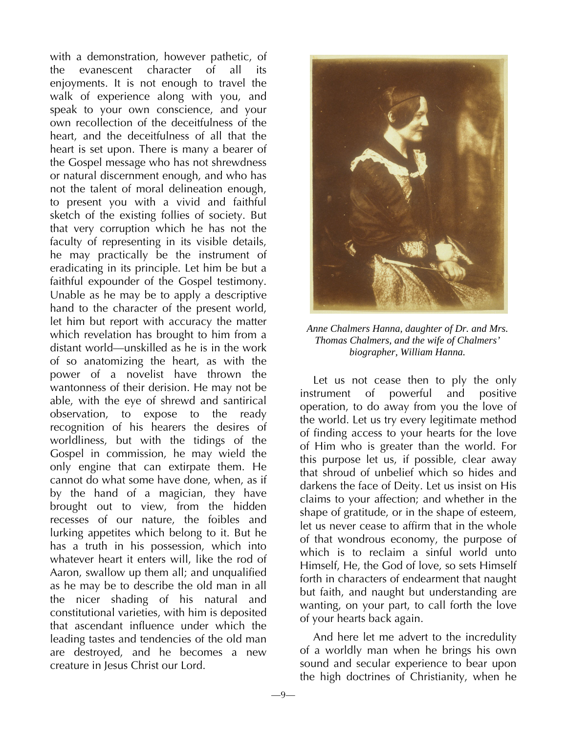with a demonstration, however pathetic, of the evanescent character of all its enjoyments. It is not enough to travel the walk of experience along with you, and speak to your own conscience, and your own recollection of the deceitfulness of the heart, and the deceitfulness of all that the heart is set upon. There is many a bearer of the Gospel message who has not shrewdness or natural discernment enough, and who has not the talent of moral delineation enough, to present you with a vivid and faithful sketch of the existing follies of society. But that very corruption which he has not the faculty of representing in its visible details, he may practically be the instrument of eradicating in its principle. Let him be but a faithful expounder of the Gospel testimony. Unable as he may be to apply a descriptive hand to the character of the present world, let him but report with accuracy the matter which revelation has brought to him from a distant world—unskilled as he is in the work of so anatomizing the heart, as with the power of a novelist have thrown the wantonness of their derision. He may not be able, with the eye of shrewd and santirical observation, to expose to the ready recognition of his hearers the desires of worldliness, but with the tidings of the Gospel in commission, he may wield the only engine that can extirpate them. He cannot do what some have done, when, as if by the hand of a magician, they have brought out to view, from the hidden recesses of our nature, the foibles and lurking appetites which belong to it. But he has a truth in his possession, which into whatever heart it enters will, like the rod of Aaron, swallow up them all; and unqualified as he may be to describe the old man in all the nicer shading of his natural and constitutional varieties, with him is deposited that ascendant influence under which the leading tastes and tendencies of the old man are destroyed, and he becomes a new creature in Jesus Christ our Lord.

*Anne Chalmers Hanna, daughter of Dr. and Mrs. Thomas Chalmers, and the wife of Chalmers' biographer, William Hanna.*

Let us not cease then to ply the only instrument of powerful and positive operation, to do away from you the love of the world. Let us try every legitimate method of finding access to your hearts for the love of Him who is greater than the world. For this purpose let us, if possible, clear away that shroud of unbelief which so hides and darkens the face of Deity. Let us insist on His claims to your affection; and whether in the shape of gratitude, or in the shape of esteem, let us never cease to affirm that in the whole of that wondrous economy, the purpose of which is to reclaim a sinful world unto Himself, He, the God of love, so sets Himself forth in characters of endearment that naught but faith, and naught but understanding are wanting, on your part, to call forth the love of your hearts back again.

And here let me advert to the incredulity of a worldly man when he brings his own sound and secular experience to bear upon the high doctrines of Christianity, when he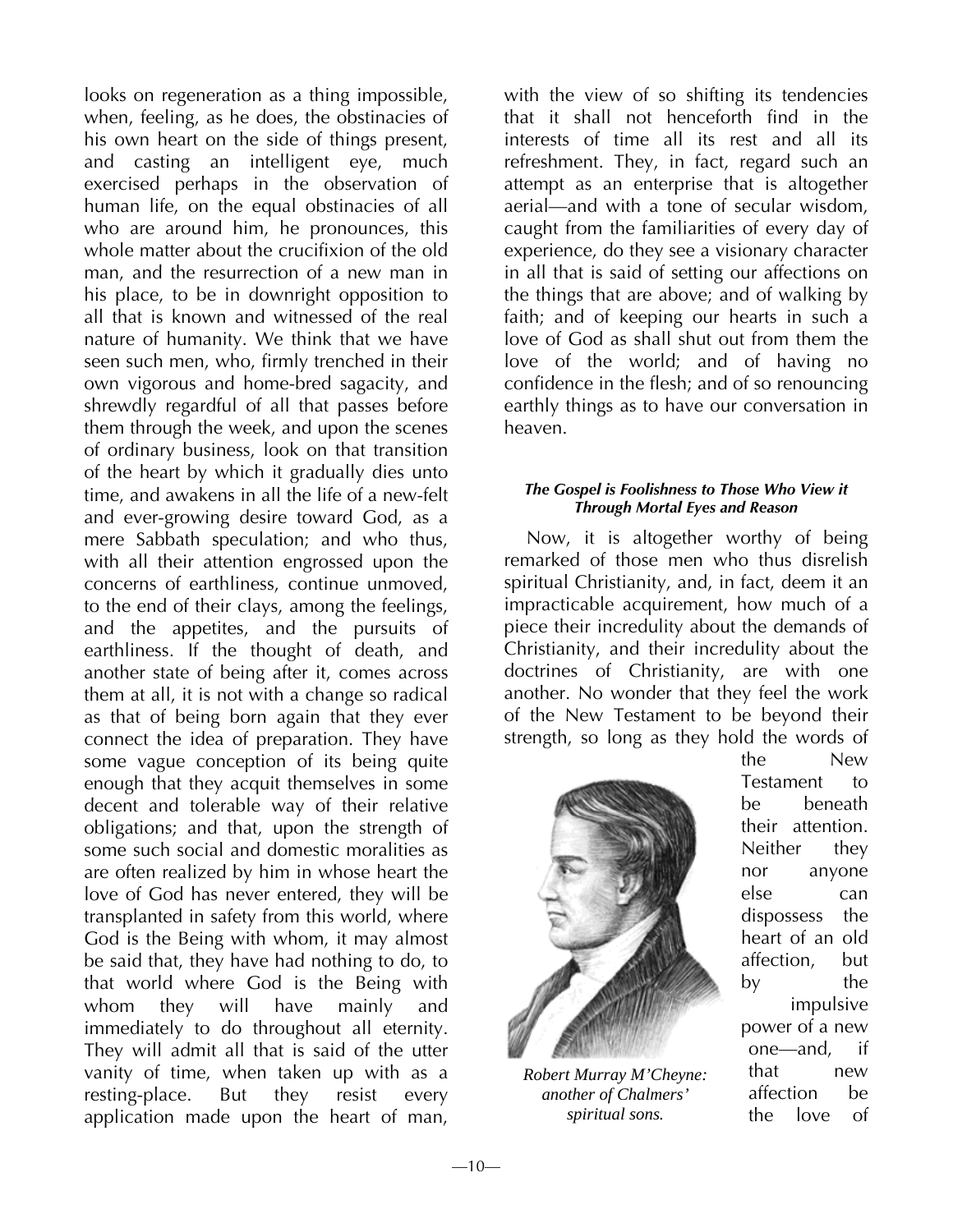looks on regeneration as a thing impossible, when, feeling, as he does, the obstinacies of his own heart on the side of things present, and casting an intelligent eye, much exercised perhaps in the observation of human life, on the equal obstinacies of all who are around him, he pronounces, this whole matter about the crucifixion of the old man, and the resurrection of a new man in his place, to be in downright opposition to all that is known and witnessed of the real nature of humanity. We think that we have seen such men, who, firmly trenched in their own vigorous and home-bred sagacity, and shrewdly regardful of all that passes before them through the week, and upon the scenes of ordinary business, look on that transition of the heart by which it gradually dies unto time, and awakens in all the life of a new-felt and ever-growing desire toward God, as a mere Sabbath speculation; and who thus, with all their attention engrossed upon the concerns of earthliness, continue unmoved, to the end of their clays, among the feelings, and the appetites, and the pursuits of earthliness. If the thought of death, and another state of being after it, comes across them at all, it is not with a change so radical as that of being born again that they ever connect the idea of preparation. They have some vague conception of its being quite enough that they acquit themselves in some decent and tolerable way of their relative obligations; and that, upon the strength of some such social and domestic moralities as are often realized by him in whose heart the love of God has never entered, they will be transplanted in safety from this world, where God is the Being with whom, it may almost be said that, they have had nothing to do, to that world where God is the Being with whom they will have mainly and immediately to do throughout all eternity. They will admit all that is said of the utter vanity of time, when taken up with as a resting-place. But they resist every application made upon the heart of man, with the view of so shifting its tendencies that it shall not henceforth find in the interests of time all its rest and all its refreshment. They, in fact, regard such an attempt as an enterprise that is altogether aerial—and with a tone of secular wisdom, caught from the familiarities of every day of experience, do they see a visionary character in all that is said of setting our affections on the things that are above; and of walking by faith; and of keeping our hearts in such a love of God as shall shut out from them the love of the world; and of having no confidence in the flesh; and of so renouncing earthly things as to have our conversation in heaven.

#### *The Gospel is Foolishness to Those Who View it Through Mortal Eyes and Reason*

Now, it is altogether worthy of being remarked of those men who thus disrelish spiritual Christianity, and, in fact, deem it an impracticable acquirement, how much of a piece their incredulity about the demands of Christianity, and their incredulity about the doctrines of Christianity, are with one another. No wonder that they feel the work of the New Testament to be beyond their strength, so long as they hold the words of the New Testament to be beneath their attention. Neither they nor anyone else can dispossess the heart of an old affection, but by the impulsive power of a new one—and, if that new affection be the love of

*Robert Murray M'Cheyne: another of Chalmers' spiritual sons.*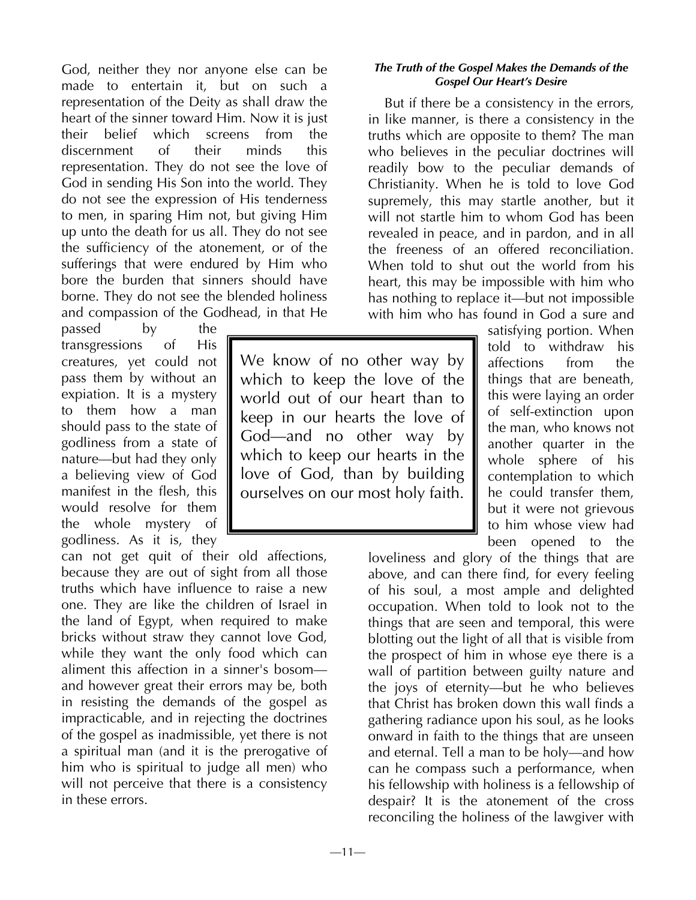God, neither they nor anyone else can be made to entertain it, but on such a representation of the Deity as shall draw the heart of the sinner toward Him. Now it is just their belief which screens from the discernment of their minds this representation. They do not see the love of God in sending His Son into the world. They do not see the expression of His tenderness to men, in sparing Him not, but giving Him up unto the death for us all. They do not see the sufficiency of the atonement, or of the sufferings that were endured by Him who bore the burden that sinners should have borne. They do not see the blended holiness and compassion of the Godhead, in that He passed by the transgressions of His creatures, yet could not pass them by without an expiation. It is a mystery to them how a man should pass to the state of godliness from a state of nature—but had they only a believing view of God manifest in the flesh, this would resolve for them the whole mystery of godliness. As it is, they can not get quit of their old affections, because they are out of sight from all those truths which have influence to raise a new one. They are like the children of Israel in the land of Egypt, when required to make bricks without straw they cannot love God, while they want the only food which can aliment this affection in a sinner's bosom—and however great their errors may be, both in resisting the demands of the gospel as impracticable, and in rejecting the doctrines of the gospel as inadmissible, yet there is not a spiritual man (and it is the prerogative of him who is spiritual to judge all men) who will not perceive that there is a consistency in these errors.

> We know of no other way by which to keep the love of the world out of our heart than to keep in our hearts the love of God—and no other way by which to keep our hearts in the love of God, than by building ourselves on our most holy faith.

### *The Truth of the Gospel Makes the Demands of the Gospel Our Heart's Desire*

But if there be a consistency in the errors, in like manner, is there a consistency in the truths which are opposite to them? The man who believes in the peculiar doctrines will readily bow to the peculiar demands of Christianity. When he is told to love God supremely, this may startle another, but it will not startle him to whom God has been revealed in peace, and in pardon, and in all the freeness of an offered reconciliation. When told to shut out the world from his heart, this may be impossible with him who has nothing to replace it—but not impossible with him who has found in God a sure and satisfying portion. When told to withdraw his affections from the things that are beneath, this were laying an order of self-extinction upon the man, who knows not another quarter in the whole sphere of his contemplation to which he could transfer them, but it were not grievous to him whose view had been opened to the loveliness and glory of the things that are above, and can there find, for every feeling of his soul, a most ample and delighted occupation. When told to look not to the things that are seen and temporal, this were blotting out the light of all that is visible from the prospect of him in whose eye there is a wall of partition between guilty nature and the joys of eternity—but he who believes that Christ has broken down this wall finds a gathering radiance upon his soul, as he looks onward in faith to the things that are unseen and eternal. Tell a man to be holy—and how can he compass such a performance, when his fellowship with holiness is a fellowship of despair? It is the atonement of the cross reconciling the holiness of the lawgiver with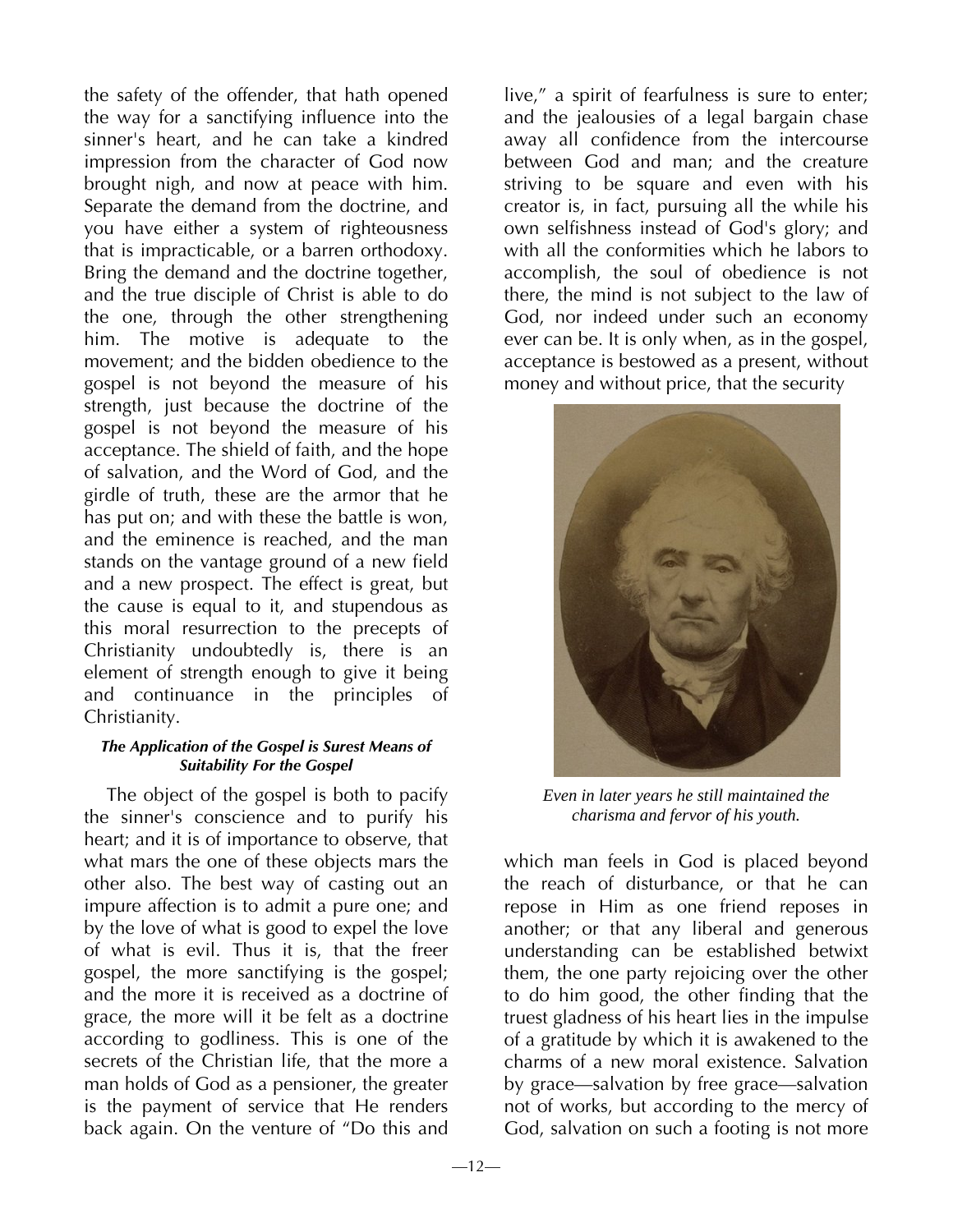the safety of the offender, that hath opened the way for a sanctifying influence into the sinner's heart, and he can take a kindred impression from the character of God now brought nigh, and now at peace with him. Separate the demand from the doctrine, and you have either a system of righteousness that is impracticable, or a barren orthodoxy. Bring the demand and the doctrine together, and the true disciple of Christ is able to do the one, through the other strengthening him. The motive is adequate to the movement; and the bidden obedience to the gospel is not beyond the measure of his strength, just because the doctrine of the gospel is not beyond the measure of his acceptance. The shield of faith, and the hope of salvation, and the Word of God, and the girdle of truth, these are the armor that he has put on; and with these the battle is won, and the eminence is reached, and the man stands on the vantage ground of a new field and a new prospect. The effect is great, but the cause is equal to it, and stupendous as this moral resurrection to the precepts of Christianity undoubtedly is, there is an element of strength enough to give it being and continuance in the principles of Christianity.

#### *The Application of the Gospel is Surest Means of Suitability For the Gospel*

The object of the gospel is both to pacify the sinner's conscience and to purify his heart; and it is of importance to observe, that what mars the one of these objects mars the other also. The best way of casting out an impure affection is to admit a pure one; and by the love of what is good to expel the love of what is evil. Thus it is, that the freer gospel, the more sanctifying is the gospel; and the more it is received as a doctrine of grace, the more will it be felt as a doctrine according to godliness. This is one of the secrets of the Christian life, that the more a man holds of God as a pensioner, the greater is the payment of service that He renders back again. On the venture of "Do this and live," a spirit of fearfulness is sure to enter; and the jealousies of a legal bargain chase away all confidence from the intercourse between God and man; and the creature striving to be square and even with his creator is, in fact, pursuing all the while his own selfishness instead of God's glory; and with all the conformities which he labors to accomplish, the soul of obedience is not there, the mind is not subject to the law of God, nor indeed under such an economy ever can be. It is only when, as in the gospel, acceptance is bestowed as a present, without money and without price, that the security

*Even in later years he still maintained the charisma and fervor of his youth.*

which man feels in God is placed beyond the reach of disturbance, or that he can repose in Him as one friend reposes in another; or that any liberal and generous understanding can be established betwixt them, the one party rejoicing over the other to do him good, the other finding that the truest gladness of his heart lies in the impulse of a gratitude by which it is awakened to the charms of a new moral existence. Salvation by grace—salvation by free grace—salvation not of works, but according to the mercy of God, salvation on such a footing is not more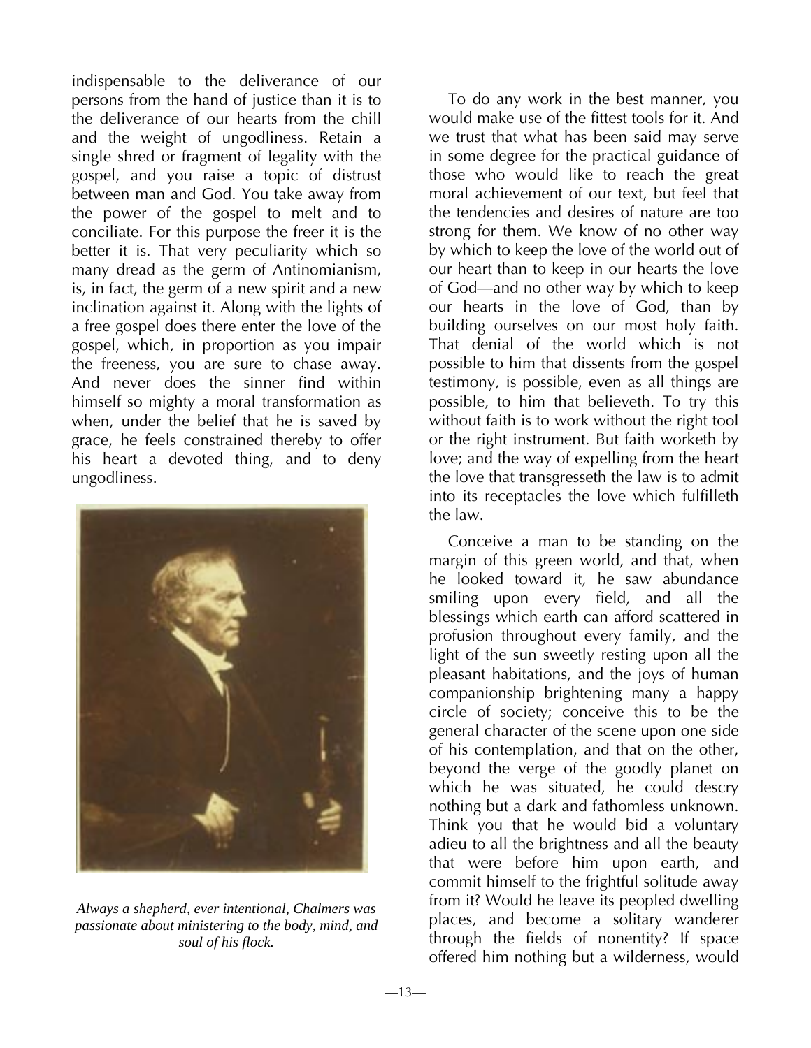indispensable to the deliverance of our persons from the hand of justice than it is to the deliverance of our hearts from the chill and the weight of ungodliness. Retain a single shred or fragment of legality with the gospel, and you raise a topic of distrust between man and God. You take away from the power of the gospel to melt and to conciliate. For this purpose the freer it is the better it is. That very peculiarity which so many dread as the germ of Antinomianism, is, in fact, the germ of a new spirit and a new inclination against it. Along with the lights of a free gospel does there enter the love of the gospel, which, in proportion as you impair the freeness, you are sure to chase away. And never does the sinner find within himself so mighty a moral transformation as when, under the belief that he is saved by grace, he feels constrained thereby to offer his heart a devoted thing, and to deny ungodliness.

*Always a shepherd, ever intentional, Chalmers was passionate about ministering to the body, mind, and soul of his flock.*

To do any work in the best manner, you would make use of the fittest tools for it. And we trust that what has been said may serve in some degree for the practical guidance of those who would like to reach the great moral achievement of our text, but feel that the tendencies and desires of nature are too strong for them. We know of no other way by which to keep the love of the world out of our heart than to keep in our hearts the love of God—and no other way by which to keep our hearts in the love of God, than by building ourselves on our most holy faith. That denial of the world which is not possible to him that dissents from the gospel testimony, is possible, even as all things are possible, to him that believeth. To try this without faith is to work without the right tool or the right instrument. But faith worketh by love; and the way of expelling from the heart the love that transgresseth the law is to admit into its receptacles the love which fulfilleth the law.

Conceive a man to be standing on the margin of this green world, and that, when he looked toward it, he saw abundance smiling upon every field, and all the blessings which earth can afford scattered in profusion throughout every family, and the light of the sun sweetly resting upon all the pleasant habitations, and the joys of human companionship brightening many a happy circle of society; conceive this to be the general character of the scene upon one side of his contemplation, and that on the other, beyond the verge of the goodly planet on which he was situated, he could descry nothing but a dark and fathomless unknown. Think you that he would bid a voluntary adieu to all the brightness and all the beauty that were before him upon earth, and commit himself to the frightful solitude away from it? Would he leave its peopled dwelling places, and become a solitary wanderer through the fields of nonentity? If space offered him nothing but a wilderness, would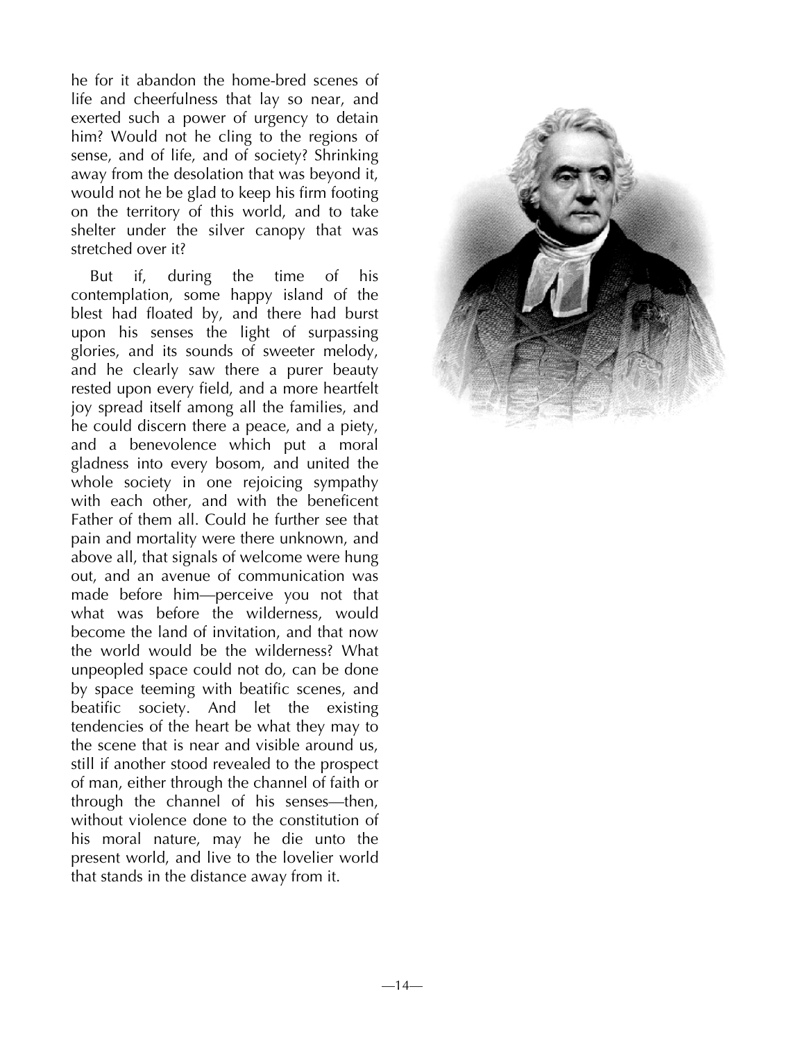he for it abandon the home-bred scenes of life and cheerfulness that lay so near, and exerted such a power of urgency to detain him? Would not he cling to the regions of sense, and of life, and of society? Shrinking away from the desolation that was beyond it, would not he be glad to keep his firm footing on the territory of this world, and to take shelter under the silver canopy that was stretched over it?

But if, during the time of his contemplation, some happy island of the blest had floated by, and there had burst upon his senses the light of surpassing glories, and its sounds of sweeter melody, and he clearly saw there a purer beauty rested upon every field, and a more heartfelt joy spread itself among all the families, and he could discern there a peace, and a piety, and a benevolence which put a moral gladness into every bosom, and united the whole society in one rejoicing sympathy with each other, and with the beneficent Father of them all. Could he further see that pain and mortality were there unknown, and above all, that signals of welcome were hung out, and an avenue of communication was made before him—perceive you not that what was before the wilderness, would become the land of invitation, and that now the world would be the wilderness? What unpeopled space could not do, can be done by space teeming with beatific scenes, and beatific society. And let the existing tendencies of the heart be what they may to the scene that is near and visible around us, still if another stood revealed to the prospect of man, either through the channel of faith or through the channel of his senses—then, without violence done to the constitution of his moral nature, may he die unto the present world, and live to the lovelier world that stands in the distance away from it.